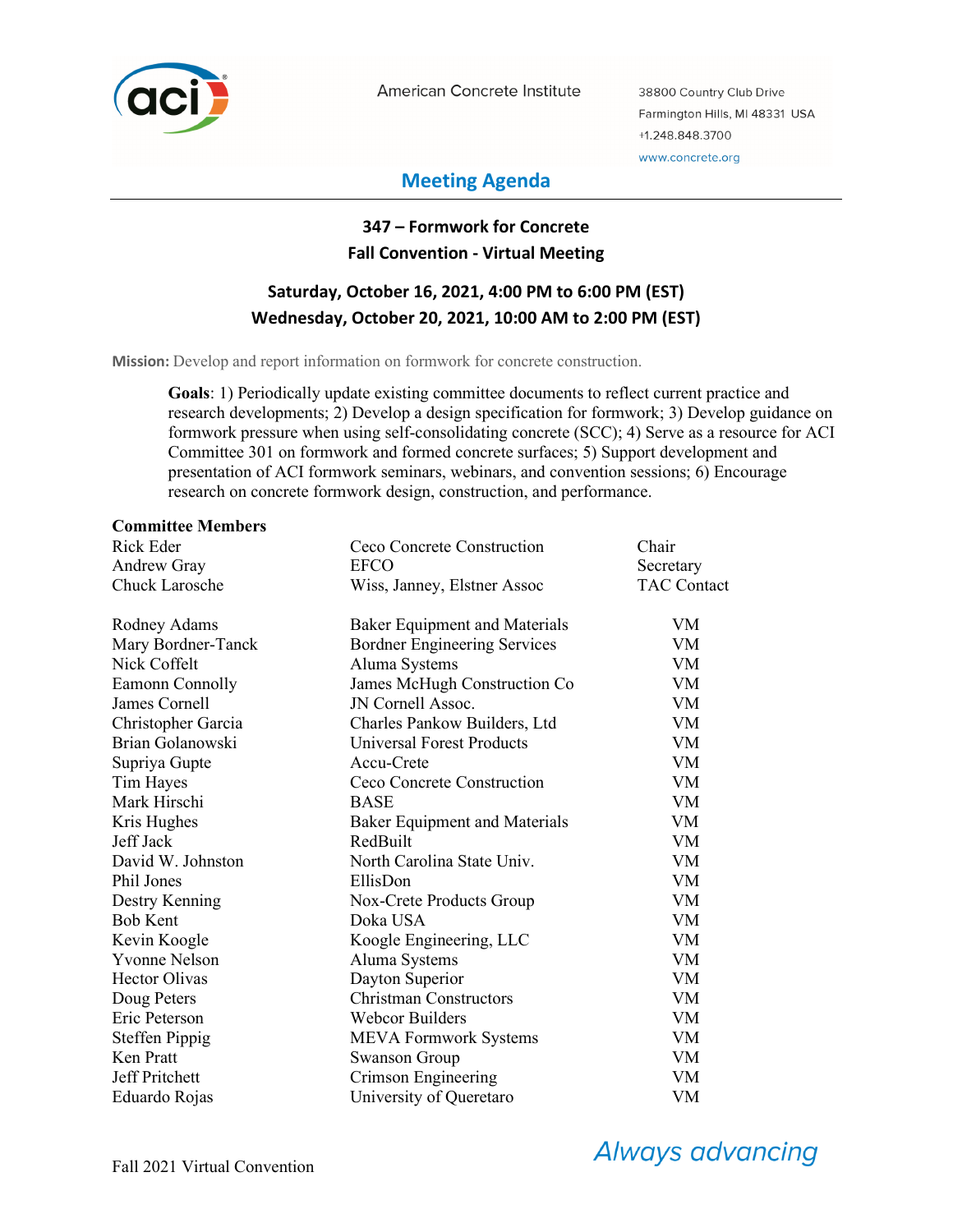American Concrete Institute

38800 Country Club Drive
Farmington Hills, MI 48331 USA
+1.248.848.3700
www.concrete.org

# Meeting Agenda

## 347 – Formwork for Concrete
## Fall Convention - Virtual Meeting

### Saturday, October 16, 2021, 4:00 PM to 6:00 PM (EST)
### Wednesday, October 20, 2021, 10:00 AM to 2:00 PM (EST)

**Mission:** Develop and report information on formwork for concrete construction.

**Goals**: 1) Periodically update existing committee documents to reflect current practice and research developments; 2) Develop a design specification for formwork; 3) Develop guidance on formwork pressure when using self-consolidating concrete (SCC); 4) Serve as a resource for ACI Committee 301 on formwork and formed concrete surfaces; 5) Support development and presentation of ACI formwork seminars, webinars, and convention sessions; 6) Encourage research on concrete formwork design, construction, and performance.

**Committee Members**

| | | |
|---|---|---|
| Rick Eder | Ceco Concrete Construction | Chair |
| Andrew Gray | EFCO | Secretary |
| Chuck Larosche | Wiss, Janney, Elstner Assoc | TAC Contact |
| | | |
| Rodney Adams | Baker Equipment and Materials | VM |
| Mary Bordner-Tanck | Bordner Engineering Services | VM |
| Nick Coffelt | Aluma Systems | VM |
| Eamonn Connolly | James McHugh Construction Co | VM |
| James Cornell | JN Cornell Assoc. | VM |
| Christopher Garcia | Charles Pankow Builders, Ltd | VM |
| Brian Golanowski | Universal Forest Products | VM |
| Supriya Gupte | Accu-Crete | VM |
| Tim Hayes | Ceco Concrete Construction | VM |
| Mark Hirschi | BASE | VM |
| Kris Hughes | Baker Equipment and Materials | VM |
| Jeff Jack | RedBuilt | VM |
| David W. Johnston | North Carolina State Univ. | VM |
| Phil Jones | EllisDon | VM |
| Destry Kenning | Nox-Crete Products Group | VM |
| Bob Kent | Doka USA | VM |
| Kevin Koogle | Koogle Engineering, LLC | VM |
| Yvonne Nelson | Aluma Systems | VM |
| Hector Olivas | Dayton Superior | VM |
| Doug Peters | Christman Constructors | VM |
| Eric Peterson | Webcor Builders | VM |
| Steffen Pippig | MEVA Formwork Systems | VM |
| Ken Pratt | Swanson Group | VM |
| Jeff Pritchett | Crimson Engineering | VM |
| Eduardo Rojas | University of Queretaro | VM |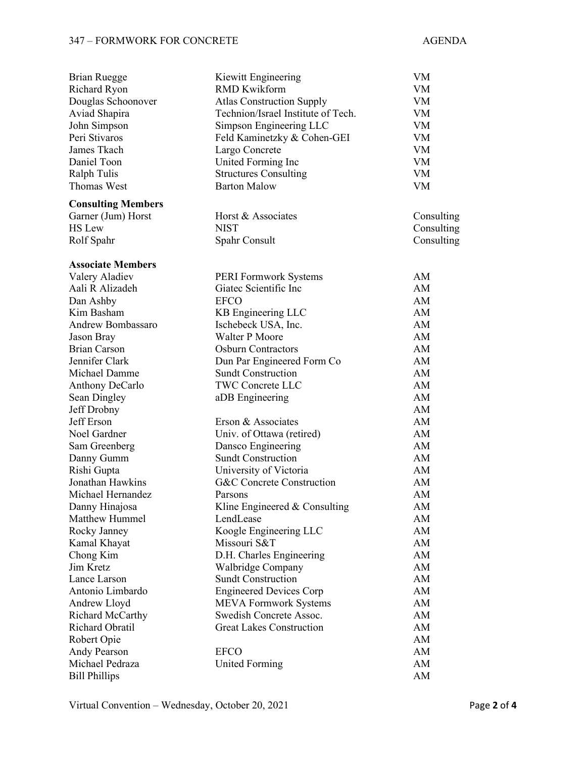| | | |
|---|---|---|
| Brian Ruegge | Kiewitt Engineering | VM |
| Richard Ryon | RMD Kwikform | VM |
| Douglas Schoonover | Atlas Construction Supply | VM |
| Aviad Shapira | Technion/Israel Institute of Tech. | VM |
| John Simpson | Simpson Engineering LLC | VM |
| Peri Stivaros | Feld Kaminetzky & Cohen-GEI | VM |
| James Tkach | Largo Concrete | VM |
| Daniel Toon | United Forming Inc | VM |
| Ralph Tulis | Structures Consulting | VM |
| Thomas West | Barton Malow | VM |

**Consulting Members**

| | | |
|---|---|---|
| Garner (Jum) Horst | Horst & Associates | Consulting |
| HS Lew | NIST | Consulting |
| Rolf Spahr | Spahr Consult | Consulting |

**Associate Members**

| | | |
|---|---|---|
| Valery Aladiev | PERI Formwork Systems | AM |
| Aali R Alizadeh | Giatec Scientific Inc | AM |
| Dan Ashby | EFCO | AM |
| Kim Basham | KB Engineering LLC | AM |
| Andrew Bombassaro | Ischebeck USA, Inc. | AM |
| Jason Bray | Walter P Moore | AM |
| Brian Carson | Osburn Contractors | AM |
| Jennifer Clark | Dun Par Engineered Form Co | AM |
| Michael Damme | Sundt Construction | AM |
| Anthony DeCarlo | TWC Concrete LLC | AM |
| Sean Dingley | aDB Engineering | AM |
| Jeff Drobny | | AM |
| Jeff Erson | Erson & Associates | AM |
| Noel Gardner | Univ. of Ottawa (retired) | AM |
| Sam Greenberg | Dansco Engineering | AM |
| Danny Gumm | Sundt Construction | AM |
| Rishi Gupta | University of Victoria | AM |
| Jonathan Hawkins | G&C Concrete Construction | AM |
| Michael Hernandez | Parsons | AM |
| Danny Hinajosa | Kline Engineered & Consulting | AM |
| Matthew Hummel | LendLease | AM |
| Rocky Janney | Koogle Engineering LLC | AM |
| Kamal Khayat | Missouri S&T | AM |
| Chong Kim | D.H. Charles Engineering | AM |
| Jim Kretz | Walbridge Company | AM |
| Lance Larson | Sundt Construction | AM |
| Antonio Limbardo | Engineered Devices Corp | AM |
| Andrew Lloyd | MEVA Formwork Systems | AM |
| Richard McCarthy | Swedish Concrete Assoc. | AM |
| Richard Obratil | Great Lakes Construction | AM |
| Robert Opie | | AM |
| Andy Pearson | EFCO | AM |
| Michael Pedraza | United Forming | AM |
| Bill Phillips | | AM |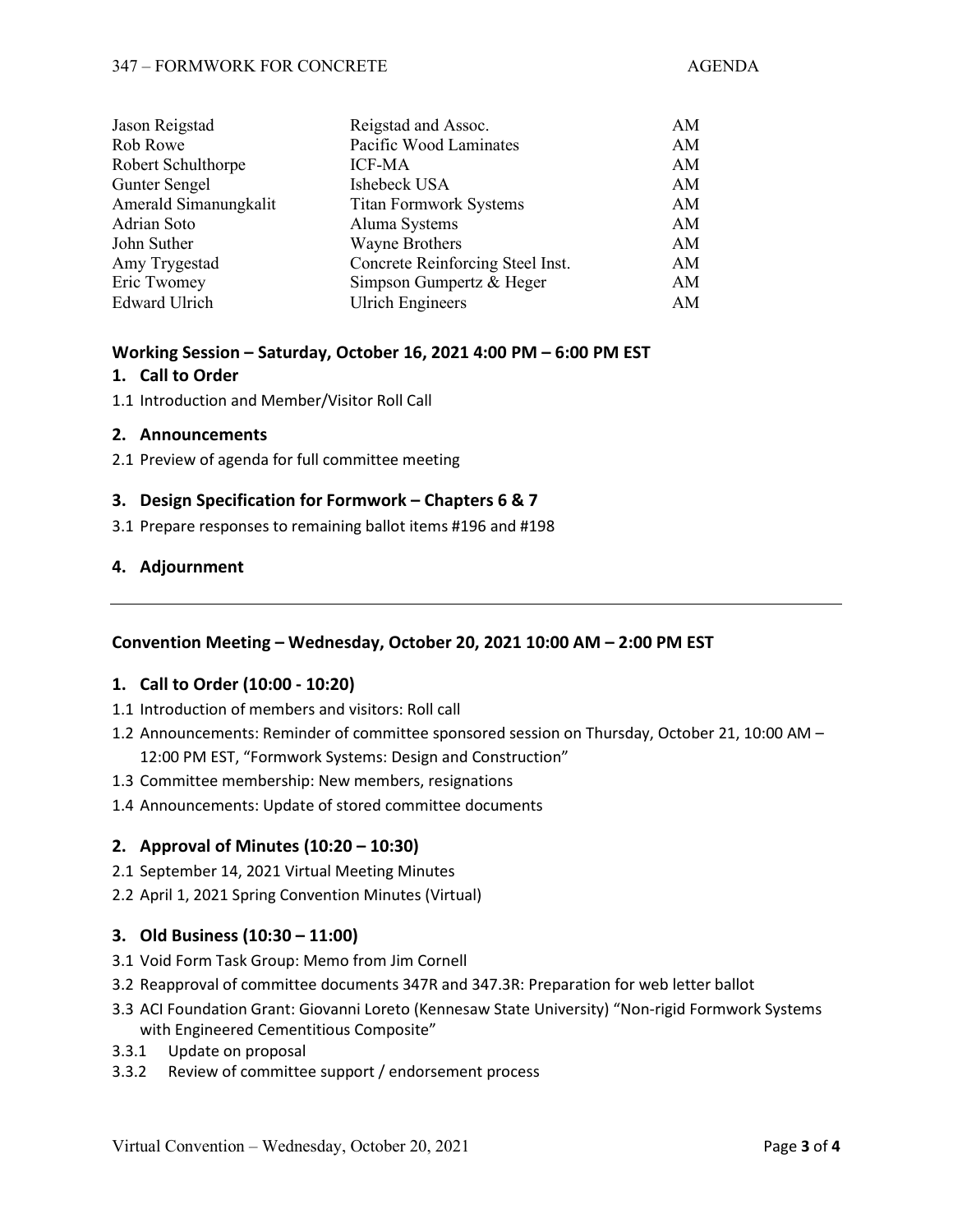| | | |
|---|---|---|
| Jason Reigstad | Reigstad and Assoc. | AM |
| Rob Rowe | Pacific Wood Laminates | AM |
| Robert Schulthorpe | ICF-MA | AM |
| Gunter Sengel | Ishebeck USA | AM |
| Amerald Simanungkalit | Titan Formwork Systems | AM |
| Adrian Soto | Aluma Systems | AM |
| John Suther | Wayne Brothers | AM |
| Amy Trygestad | Concrete Reinforcing Steel Inst. | AM |
| Eric Twomey | Simpson Gumpertz & Heger | AM |
| Edward Ulrich | Ulrich Engineers | AM |

## Working Session – Saturday, October 16, 2021 4:00 PM – 6:00 PM EST

### 1. Call to Order

1.1 Introduction and Member/Visitor Roll Call

### 2. Announcements

2.1 Preview of agenda for full committee meeting

### 3. Design Specification for Formwork – Chapters 6 & 7

3.1 Prepare responses to remaining ballot items #196 and #198

### 4. Adjournment

---

## Convention Meeting – Wednesday, October 20, 2021 10:00 AM – 2:00 PM EST

### 1. Call to Order (10:00 - 10:20)

1.1 Introduction of members and visitors: Roll call

1.2 Announcements: Reminder of committee sponsored session on Thursday, October 21, 10:00 AM – 12:00 PM EST, "Formwork Systems: Design and Construction"

1.3 Committee membership: New members, resignations

1.4 Announcements: Update of stored committee documents

### 2. Approval of Minutes (10:20 – 10:30)

2.1 September 14, 2021 Virtual Meeting Minutes

2.2 April 1, 2021 Spring Convention Minutes (Virtual)

### 3. Old Business (10:30 – 11:00)

3.1 Void Form Task Group: Memo from Jim Cornell

3.2 Reapproval of committee documents 347R and 347.3R: Preparation for web letter ballot

3.3 ACI Foundation Grant: Giovanni Loreto (Kennesaw State University) "Non-rigid Formwork Systems with Engineered Cementitious Composite"

3.3.1 Update on proposal

3.3.2 Review of committee support / endorsement process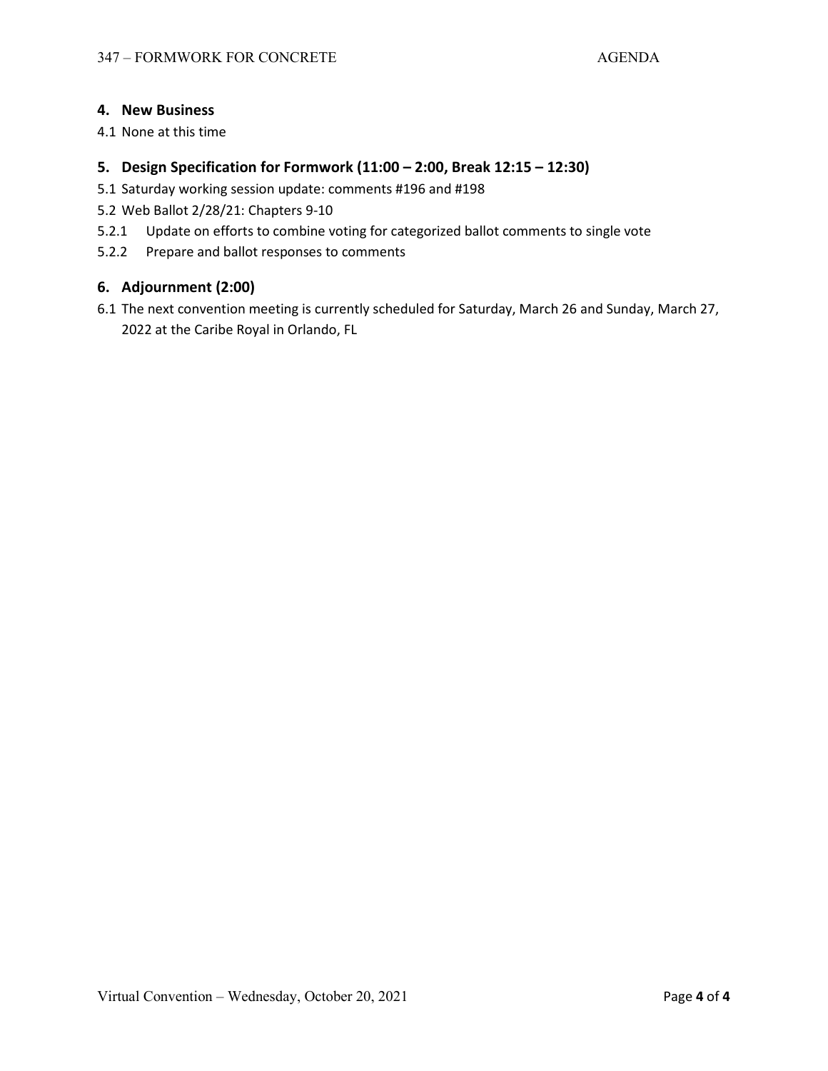## 4. New Business

4.1 None at this time

## 5. Design Specification for Formwork (11:00 – 2:00, Break 12:15 – 12:30)

5.1 Saturday working session update: comments #196 and #198

5.2 Web Ballot 2/28/21: Chapters 9-10

5.2.1 Update on efforts to combine voting for categorized ballot comments to single vote

5.2.2 Prepare and ballot responses to comments

## 6. Adjournment (2:00)

6.1 The next convention meeting is currently scheduled for Saturday, March 26 and Sunday, March 27, 2022 at the Caribe Royal in Orlando, FL